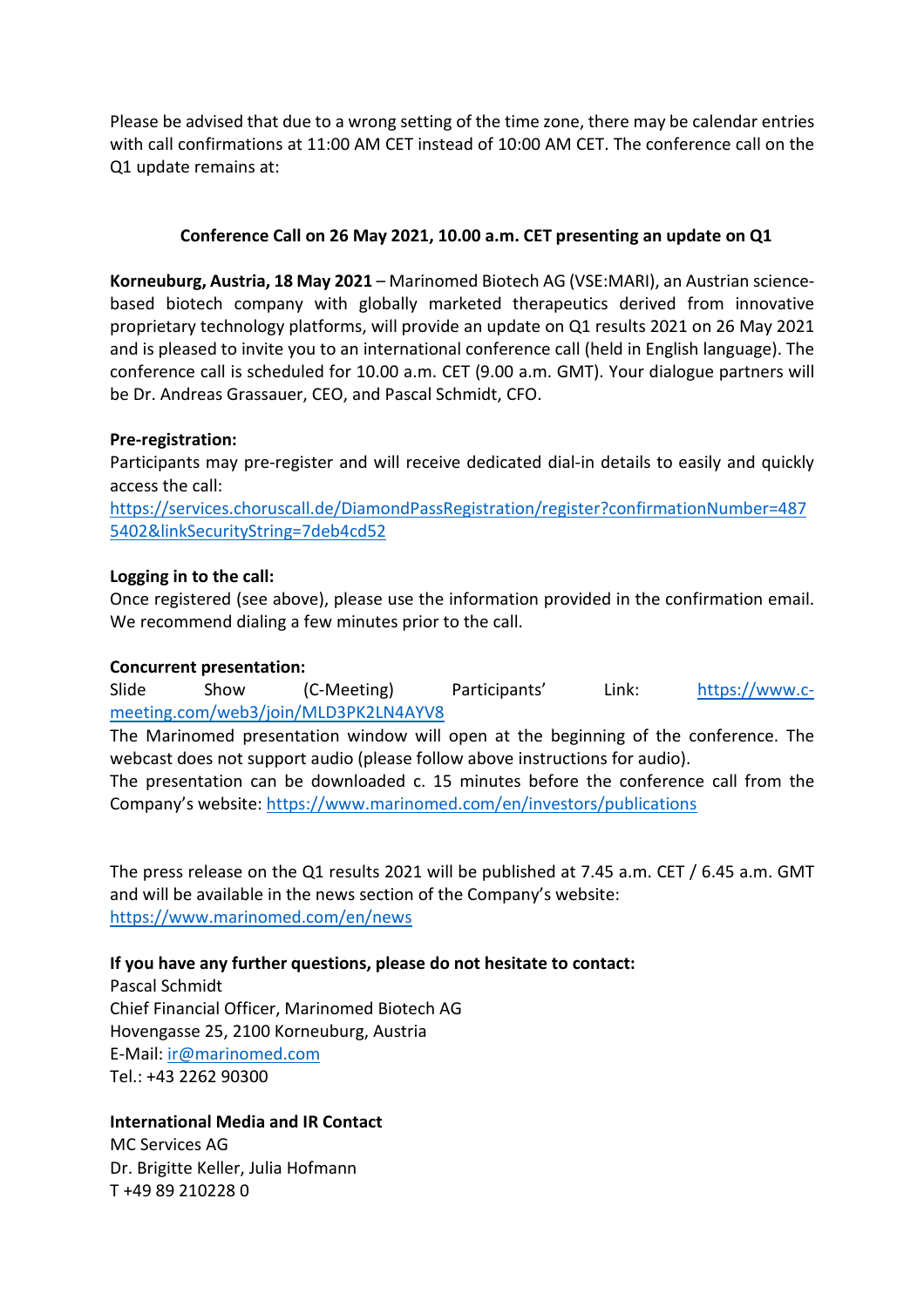Please be advised that due to a wrong setting of the time zone, there may be calendar entries with call confirmations at 11:00 AM CET instead of 10:00 AM CET. The conference call on the Q1 update remains at:

**Conference Call on 26 May 2021, 10.00 a.m. CET presenting an update on Q1**

**Korneuburg, Austria, 18 May 2021** – Marinomed Biotech AG (VSE:MARI), an Austrian science-based biotech company with globally marketed therapeutics derived from innovative proprietary technology platforms, will provide an update on Q1 results 2021 on 26 May 2021 and is pleased to invite you to an international conference call (held in English language). The conference call is scheduled for 10.00 a.m. CET (9.00 a.m. GMT). Your dialogue partners will be Dr. Andreas Grassauer, CEO, and Pascal Schmidt, CFO.

**Pre-registration:**
Participants may pre-register and will receive dedicated dial-in details to easily and quickly access the call:
https://services.choruscall.de/DiamondPassRegistration/register?confirmationNumber=4875402&linkSecurityString=7deb4cd52

**Logging in to the call:**
Once registered (see above), please use the information provided in the confirmation email. We recommend dialing a few minutes prior to the call.

**Concurrent presentation:**
Slide Show (C-Meeting) Participants' Link: https://www.c-meeting.com/web3/join/MLD3PK2LN4AYV8
The Marinomed presentation window will open at the beginning of the conference. The webcast does not support audio (please follow above instructions for audio).
The presentation can be downloaded c. 15 minutes before the conference call from the Company's website: https://www.marinomed.com/en/investors/publications

The press release on the Q1 results 2021 will be published at 7.45 a.m. CET / 6.45 a.m. GMT and will be available in the news section of the Company's website:
https://www.marinomed.com/en/news

**If you have any further questions, please do not hesitate to contact:**
Pascal Schmidt
Chief Financial Officer, Marinomed Biotech AG
Hovengasse 25, 2100 Korneuburg, Austria
E-Mail: ir@marinomed.com
Tel.: +43 2262 90300

**International Media and IR Contact**
MC Services AG
Dr. Brigitte Keller, Julia Hofmann
T +49 89 210228 0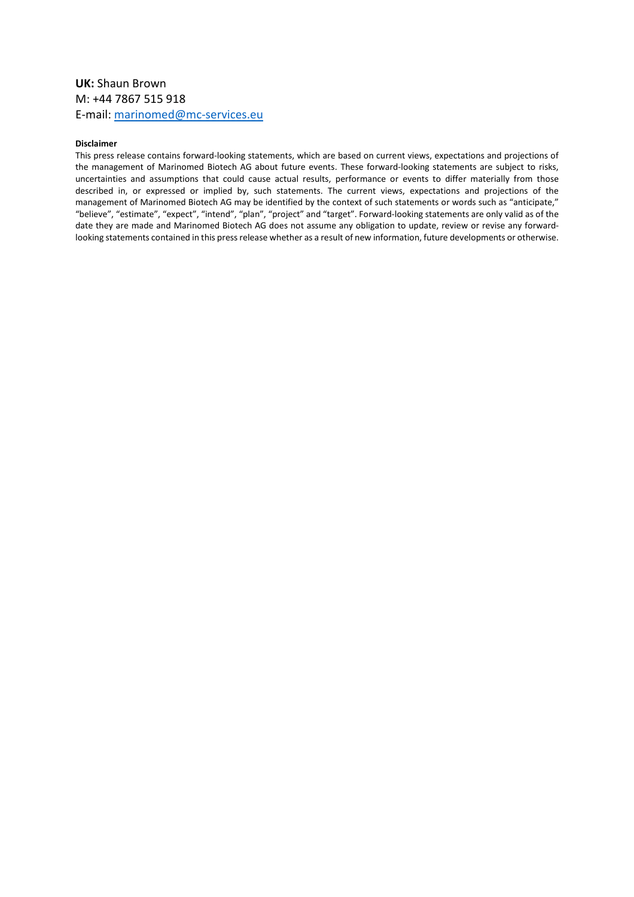**UK:** Shaun Brown
M: +44 7867 515 918
E-mail: [marinomed@mc-services.eu](mailto:marinomed@mc-services.eu)

**Disclaimer**

This press release contains forward-looking statements, which are based on current views, expectations and projections of the management of Marinomed Biotech AG about future events. These forward-looking statements are subject to risks, uncertainties and assumptions that could cause actual results, performance or events to differ materially from those described in, or expressed or implied by, such statements. The current views, expectations and projections of the management of Marinomed Biotech AG may be identified by the context of such statements or words such as "anticipate," "believe", "estimate", "expect", "intend", "plan", "project" and "target". Forward-looking statements are only valid as of the date they are made and Marinomed Biotech AG does not assume any obligation to update, review or revise any forward-looking statements contained in this press release whether as a result of new information, future developments or otherwise.